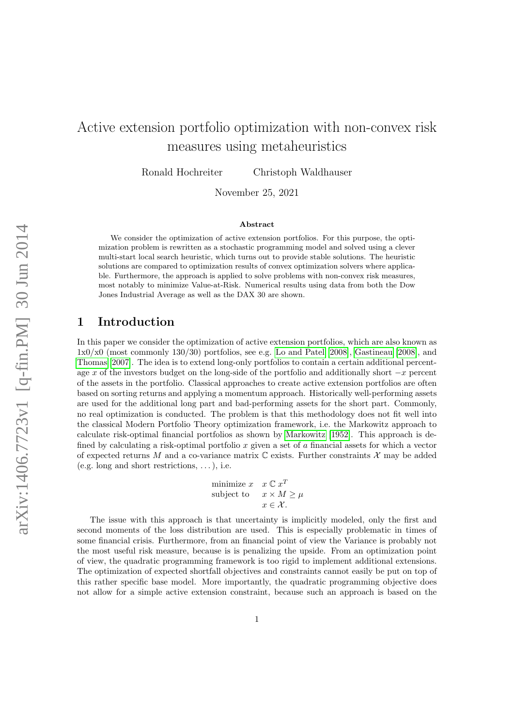# Active extension portfolio optimization with non-convex risk measures using metaheuristics

Ronald Hochreiter Christoph Waldhauser

November 25, 2021

### Abstract

We consider the optimization of active extension portfolios. For this purpose, the optimization problem is rewritten as a stochastic programming model and solved using a clever multi-start local search heuristic, which turns out to provide stable solutions. The heuristic solutions are compared to optimization results of convex optimization solvers where applicable. Furthermore, the approach is applied to solve problems with non-convex risk measures, most notably to minimize Value-at-Risk. Numerical results using data from both the Dow Jones Industrial Average as well as the DAX 30 are shown.

## 1 Introduction

In this paper we consider the optimization of active extension portfolios, which are also known as 1x0/x0 (most commonly 130/30) portfolios, see e.g. Lo and Patel [2008], Gastineau [2008], and Thomas [2007]. The idea is to extend long-only portfolios to contain a certain additional percentage $x$ of the investors budget on the long-side of the portfolio and additionally short $-x$ percent of the assets in the portfolio. Classical approaches to create active extension portfolios are often based on sorting returns and applying a momentum approach. Historically well-performing assets are used for the additional long part and bad-performing assets for the short part. Commonly, no real optimization is conducted. The problem is that this methodology does not fit well into the classical Modern Portfolio Theory optimization framework, i.e. the Markowitz approach to calculate risk-optimal financial portfolios as shown by Markowitz [1952]. This approach is defined by calculating a risk-optimal portfolio $x$ given a set of $a$ financial assets for which a vector of expected returns $M$ and a co-variance matrix $\mathbb{C}$ exists. Further constraints $\mathcal{X}$ may be added (e.g. long and short restrictions, ...), i.e.

$$
\begin{array}{ll}
\text{minimize } x & x \, \mathbb{C} \, x^T \\
\text{subject to} & x \times M \geq \mu \\
 & x \in \mathcal{X}.
\end{array}
$$

The issue with this approach is that uncertainty is implicitly modeled, only the first and second moments of the loss distribution are used. This is especially problematic in times of some financial crisis. Furthermore, from an financial point of view the Variance is probably not the most useful risk measure, because is is penalizing the upside. From an optimization point of view, the quadratic programming framework is too rigid to implement additional extensions. The optimization of expected shortfall objectives and constraints cannot easily be put on top of this rather specific base model. More importantly, the quadratic programming objective does not allow for a simple active extension constraint, because such an approach is based on the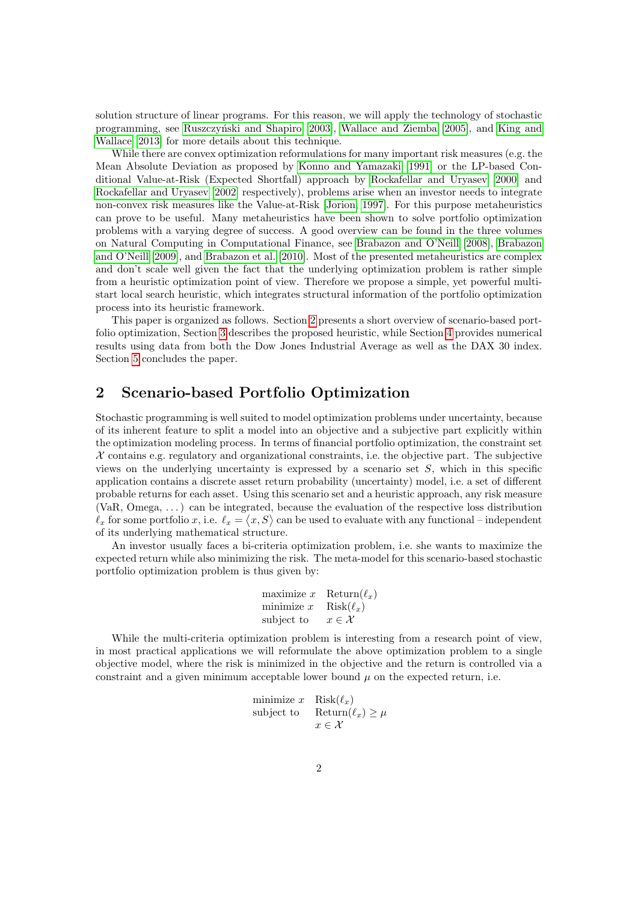solution structure of linear programs. For this reason, we will apply the technology of stochastic programming, see Ruszczyński and Shapiro [2003], Wallace and Ziemba [2005], and King and Wallace [2013] for more details about this technique.

While there are convex optimization reformulations for many important risk measures (e.g. the Mean Absolute Deviation as proposed by Konno and Yamazaki [1991] or the LP-based Conditional Value-at-Risk (Expected Shortfall) approach by Rockafellar and Uryasev [2000] and Rockafellar and Uryasev [2002] respectively), problems arise when an investor needs to integrate non-convex risk measures like the Value-at-Risk [Jorion, 1997]. For this purpose metaheuristics can prove to be useful. Many metaheuristics have been shown to solve portfolio optimization problems with a varying degree of success. A good overview can be found in the three volumes on Natural Computing in Computational Finance, see Brabazon and O'Neill [2008], Brabazon and O'Neill [2009], and Brabazon et al. [2010]. Most of the presented metaheuristics are complex and don't scale well given the fact that the underlying optimization problem is rather simple from a heuristic optimization point of view. Therefore we propose a simple, yet powerful multi-start local search heuristic, which integrates structural information of the portfolio optimization process into its heuristic framework.

This paper is organized as follows. Section 2 presents a short overview of scenario-based portfolio optimization, Section 3 describes the proposed heuristic, while Section 4 provides numerical results using data from both the Dow Jones Industrial Average as well as the DAX 30 index. Section 5 concludes the paper.

## 2 Scenario-based Portfolio Optimization

Stochastic programming is well suited to model optimization problems under uncertainty, because of its inherent feature to split a model into an objective and a subjective part explicitly within the optimization modeling process. In terms of financial portfolio optimization, the constraint set $\mathcal{X}$ contains e.g. regulatory and organizational constraints, i.e. the objective part. The subjective views on the underlying uncertainty is expressed by a scenario set $S$, which in this specific application contains a discrete asset return probability (uncertainty) model, i.e. a set of different probable returns for each asset. Using this scenario set and a heuristic approach, any risk measure (VaR, Omega, ...) can be integrated, because the evaluation of the respective loss distribution $\ell_x$ for some portfolio $x$, i.e. $\ell_x = \langle x, S \rangle$ can be used to evaluate with any functional – independent of its underlying mathematical structure.

An investor usually faces a bi-criteria optimization problem, i.e. she wants to maximize the expected return while also minimizing the risk. The meta-model for this scenario-based stochastic portfolio optimization problem is thus given by:

$$
\begin{array}{ll}
\text{maximize } x & \text{Return}(\ell_x) \\
\text{minimize } x & \text{Risk}(\ell_x) \\
\text{subject to} & x \in \mathcal{X}
\end{array}
$$

While the multi-criteria optimization problem is interesting from a research point of view, in most practical applications we will reformulate the above optimization problem to a single objective model, where the risk is minimized in the objective and the return is controlled via a constraint and a given minimum acceptable lower bound $\mu$ on the expected return, i.e.

$$
\begin{array}{ll}
\text{minimize } x & \text{Risk}(\ell_x) \\
\text{subject to} & \text{Return}(\ell_x) \geq \mu \\
 & x \in \mathcal{X}
\end{array}
$$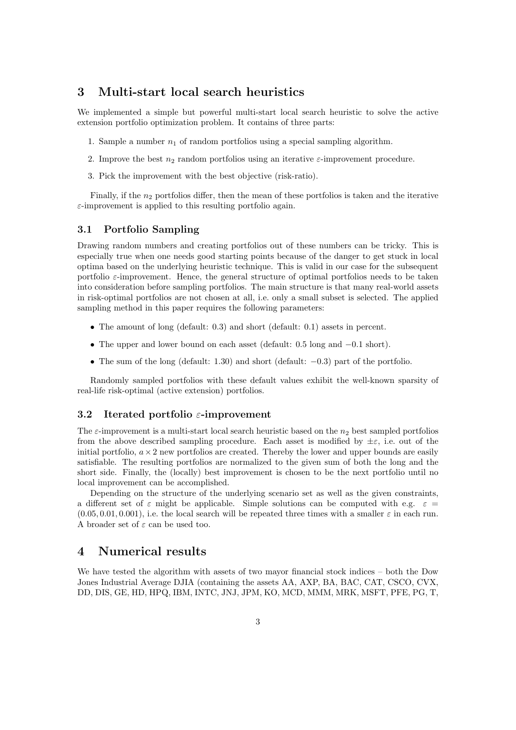# 3 Multi-start local search heuristics

We implemented a simple but powerful multi-start local search heuristic to solve the active extension portfolio optimization problem. It contains of three parts:

1. Sample a number $n_1$ of random portfolios using a special sampling algorithm.
2. Improve the best $n_2$ random portfolios using an iterative $\varepsilon$-improvement procedure.
3. Pick the improvement with the best objective (risk-ratio).

Finally, if the $n_2$ portfolios differ, then the mean of these portfolios is taken and the iterative $\varepsilon$-improvement is applied to this resulting portfolio again.

## 3.1 Portfolio Sampling

Drawing random numbers and creating portfolios out of these numbers can be tricky. This is especially true when one needs good starting points because of the danger to get stuck in local optima based on the underlying heuristic technique. This is valid in our case for the subsequent portfolio $\varepsilon$-improvement. Hence, the general structure of optimal portfolios needs to be taken into consideration before sampling portfolios. The main structure is that many real-world assets in risk-optimal portfolios are not chosen at all, i.e. only a small subset is selected. The applied sampling method in this paper requires the following parameters:

- The amount of long (default: 0.3) and short (default: 0.1) assets in percent.
- The upper and lower bound on each asset (default: 0.5 long and $-0.1$ short).
- The sum of the long (default: 1.30) and short (default: $-0.3$) part of the portfolio.

Randomly sampled portfolios with these default values exhibit the well-known sparsity of real-life risk-optimal (active extension) portfolios.

## 3.2 Iterated portfolio $\varepsilon$-improvement

The $\varepsilon$-improvement is a multi-start local search heuristic based on the $n_2$ best sampled portfolios from the above described sampling procedure. Each asset is modified by $\pm\varepsilon$, i.e. out of the initial portfolio, $a \times 2$ new portfolios are created. Thereby the lower and upper bounds are easily satisfiable. The resulting portfolios are normalized to the given sum of both the long and the short side. Finally, the (locally) best improvement is chosen to be the next portfolio until no local improvement can be accomplished.

Depending on the structure of the underlying scenario set as well as the given constraints, a different set of $\varepsilon$ might be applicable. Simple solutions can be computed with e.g. $\varepsilon = (0.05, 0.01, 0.001)$, i.e. the local search will be repeated three times with a smaller $\varepsilon$ in each run. A broader set of $\varepsilon$ can be used too.

# 4 Numerical results

We have tested the algorithm with assets of two mayor financial stock indices – both the Dow Jones Industrial Average DJIA (containing the assets AA, AXP, BA, BAC, CAT, CSCO, CVX, DD, DIS, GE, HD, HPQ, IBM, INTC, JNJ, JPM, KO, MCD, MMM, MRK, MSFT, PFE, PG, T,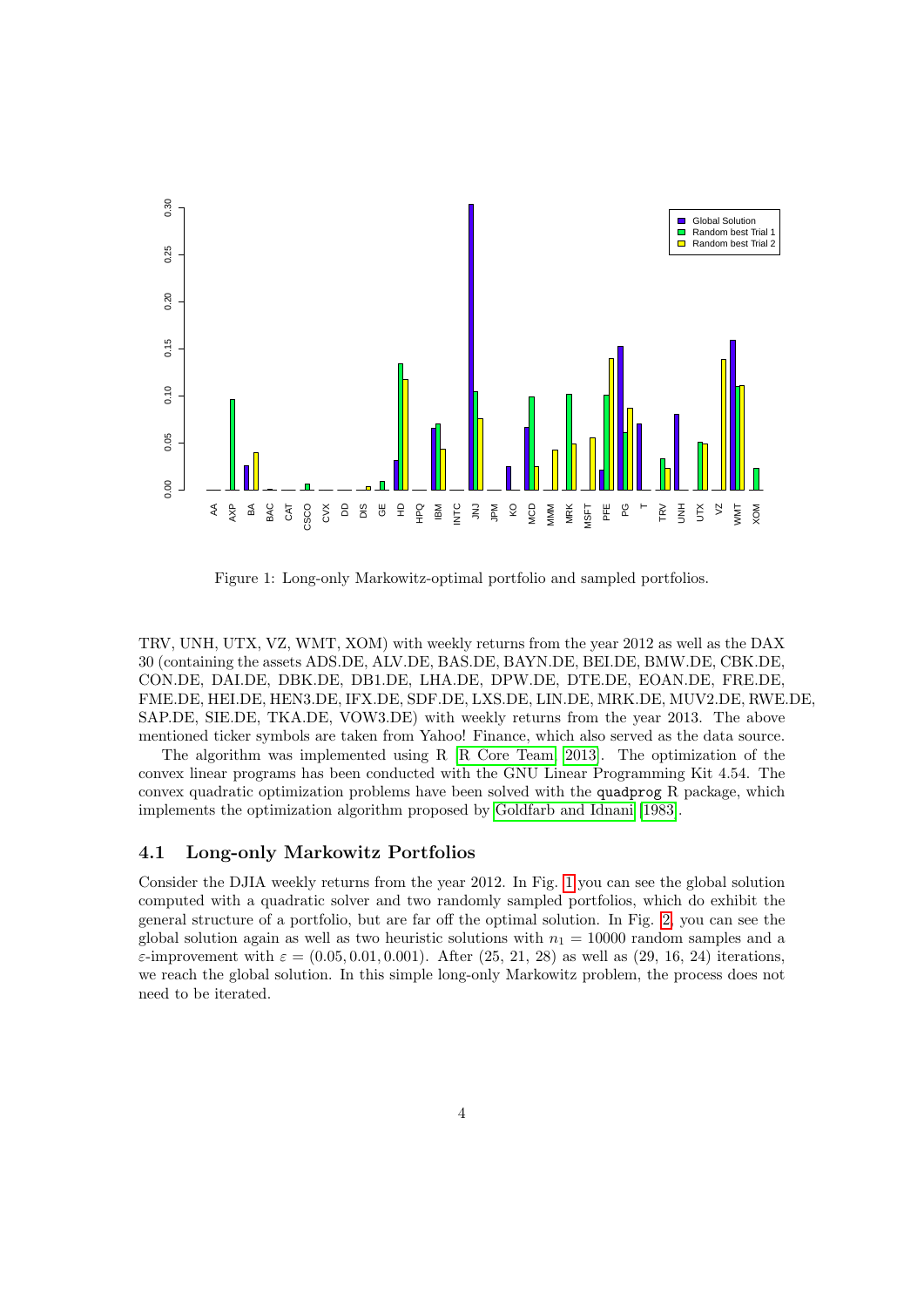0.30
0.25
0.20
0.15
0.10
0.05
0.00

Global Solution
Random best Trial 1
Random best Trial 2

AA AXP BA BAC CAT CSCO CVX DD DIS GE HD HPQ IBM INTC JNJ JPM KO MCD MMM MRK MSFT PFE PG T TRV UNH UTX VZ WMT XOM

Figure 1: Long-only Markowitz-optimal portfolio and sampled portfolios.

TRV, UNH, UTX, VZ, WMT, XOM) with weekly returns from the year 2012 as well as the DAX 30 (containing the assets ADS.DE, ALV.DE, BAS.DE, BAYN.DE, BEI.DE, BMW.DE, CBK.DE, CON.DE, DAI.DE, DBK.DE, DB1.DE, LHA.DE, DPW.DE, DTE.DE, EOAN.DE, FRE.DE, FME.DE, HEI.DE, HEN3.DE, IFX.DE, SDF.DE, LXS.DE, LIN.DE, MRK.DE, MUV2.DE, RWE.DE, SAP.DE, SIE.DE, TKA.DE, VOW3.DE) with weekly returns from the year 2013. The above mentioned ticker symbols are taken from Yahoo! Finance, which also served as the data source.

The algorithm was implemented using R [R Core Team, 2013]. The optimization of the convex linear programs has been conducted with the GNU Linear Programming Kit 4.54. The convex quadratic optimization problems have been solved with the `quadprog` R package, which implements the optimization algorithm proposed by Goldfarb and Idnani [1983].

### 4.1 Long-only Markowitz Portfolios

Consider the DJIA weekly returns from the year 2012. In Fig. 1 you can see the global solution computed with a quadratic solver and two randomly sampled portfolios, which do exhibit the general structure of a portfolio, but are far off the optimal solution. In Fig. 2, you can see the global solution again as well as two heuristic solutions with $n_1 = 10000$ random samples and a $\varepsilon$-improvement with $\varepsilon = (0.05, 0.01, 0.001)$. After (25, 21, 28) as well as (29, 16, 24) iterations, we reach the global solution. In this simple long-only Markowitz problem, the process does not need to be iterated.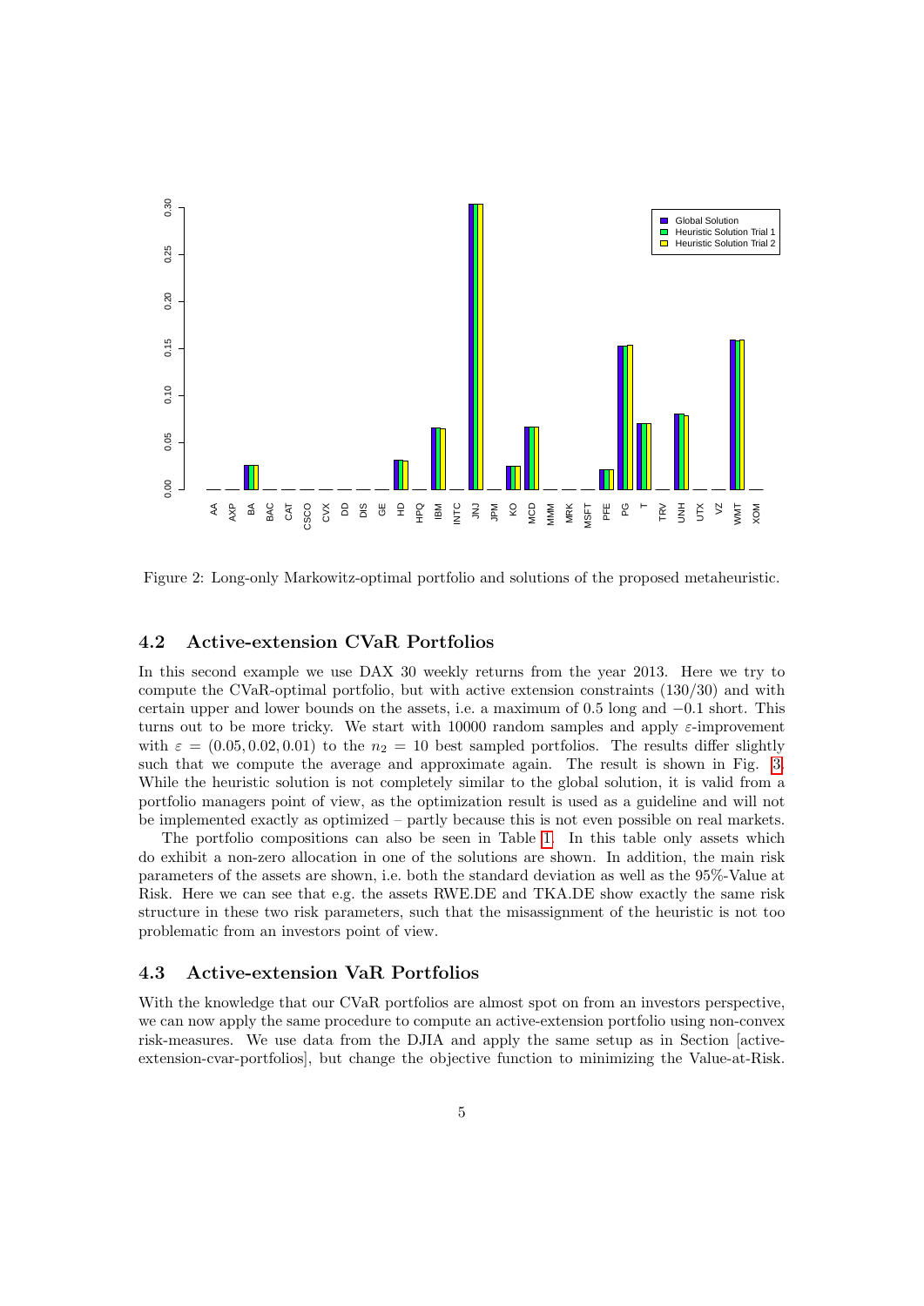0.30
0.25
0.20
0.15
0.10
0.05
0.00

Global Solution
Heuristic Solution Trial 1
Heuristic Solution Trial 2

AA AXP BA BAC CAT CSCO CVX DD DIS GE HD HPQ IBM INTC JNJ JPM KO MCD MMM MRK MSFT PFE PG T TRV UNH UTX VZ WMT XOM

Figure 2: Long-only Markowitz-optimal portfolio and solutions of the proposed metaheuristic.

### 4.2 Active-extension CVaR Portfolios

In this second example we use DAX 30 weekly returns from the year 2013. Here we try to compute the CVaR-optimal portfolio, but with active extension constraints (130/30) and with certain upper and lower bounds on the assets, i.e. a maximum of 0.5 long and $-0.1$ short. This turns out to be more tricky. We start with 10000 random samples and apply $\varepsilon$-improvement with $\varepsilon = (0.05, 0.02, 0.01)$ to the $n_2 = 10$ best sampled portfolios. The results differ slightly such that we compute the average and approximate again. The result is shown in Fig. 3. While the heuristic solution is not completely similar to the global solution, it is valid from a portfolio managers point of view, as the optimization result is used as a guideline and will not be implemented exactly as optimized – partly because this is not even possible on real markets.

The portfolio compositions can also be seen in Table 1. In this table only assets which do exhibit a non-zero allocation in one of the solutions are shown. In addition, the main risk parameters of the assets are shown, i.e. both the standard deviation as well as the 95%-Value at Risk. Here we can see that e.g. the assets RWE.DE and TKA.DE show exactly the same risk structure in these two risk parameters, such that the misassignment of the heuristic is not too problematic from an investors point of view.

### 4.3 Active-extension VaR Portfolios

With the knowledge that our CVaR portfolios are almost spot on from an investors perspective, we can now apply the same procedure to compute an active-extension portfolio using non-convex risk-measures. We use data from the DJIA and apply the same setup as in Section [active-extension-cvar-portfolios], but change the objective function to minimizing the Value-at-Risk.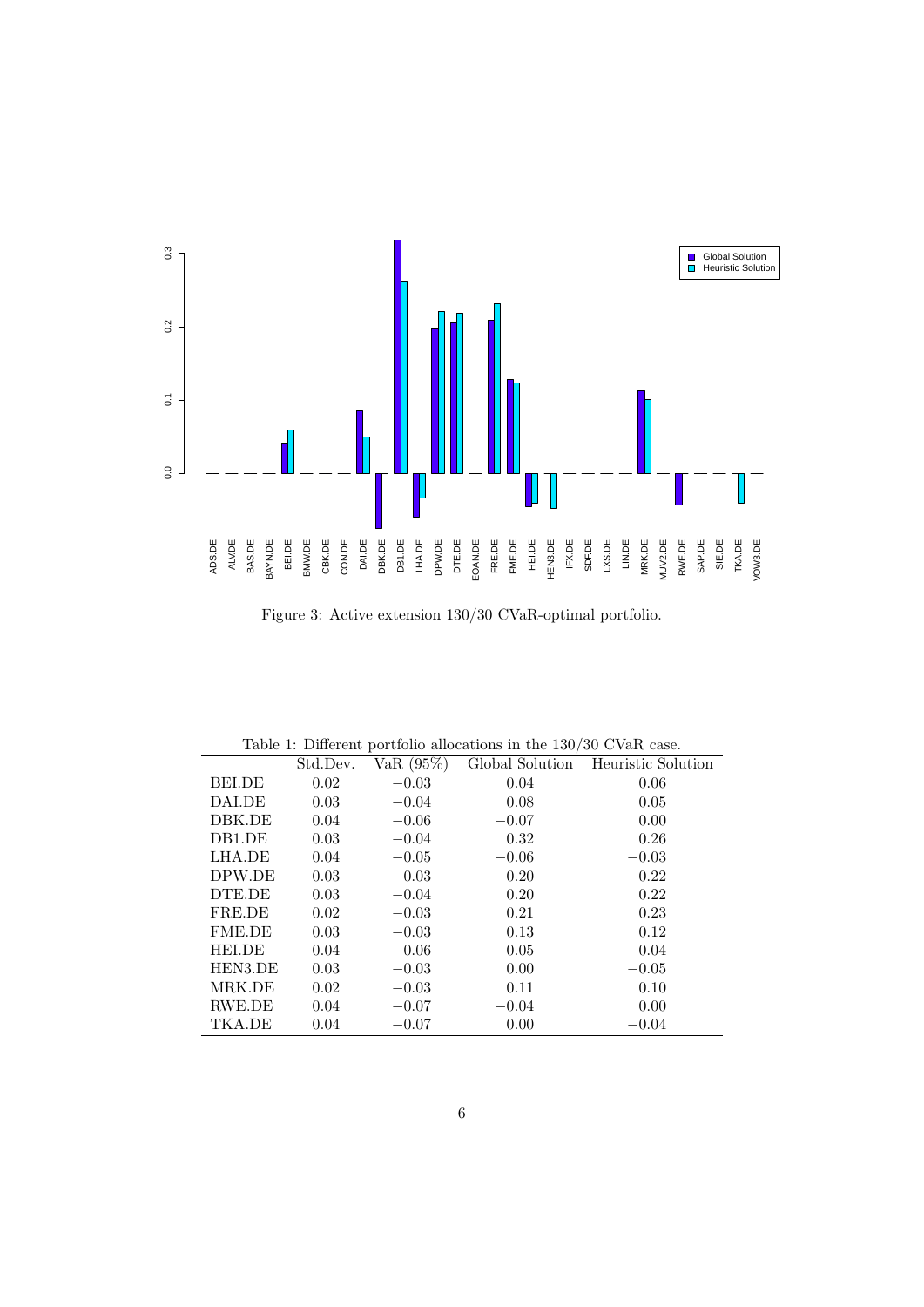0.3
0.2
0.1
0.0

Global Solution
Heuristic Solution

ADS.DE ALV.DE BAS.DE BAYN.DE BEI.DE BMW.DE CBK.DE CON.DE DAI.DE DBK.DE DB1.DE LHA.DE DPW.DE DTE.DE EOAN.DE FRE.DE FME.DE HEI.DE HEN3.DE IFX.DE SDF.DE LXS.DE LIN.DE MRK.DE MUV2.DE RWE.DE SAP.DE SIE.DE TKA.DE VOW3.DE

Figure 3: Active extension 130/30 CVaR-optimal portfolio.

Table 1: Different portfolio allocations in the 130/30 CVaR case.

| | Std.Dev. | VaR (95%) | Global Solution | Heuristic Solution |
|---|---|---|---|---|
| BEI.DE | 0.02 | −0.03 | 0.04 | 0.06 |
| DAI.DE | 0.03 | −0.04 | 0.08 | 0.05 |
| DBK.DE | 0.04 | −0.06 | −0.07 | 0.00 |
| DB1.DE | 0.03 | −0.04 | 0.32 | 0.26 |
| LHA.DE | 0.04 | −0.05 | −0.06 | −0.03 |
| DPW.DE | 0.03 | −0.03 | 0.20 | 0.22 |
| DTE.DE | 0.03 | −0.04 | 0.20 | 0.22 |
| FRE.DE | 0.02 | −0.03 | 0.21 | 0.23 |
| FME.DE | 0.03 | −0.03 | 0.13 | 0.12 |
| HEI.DE | 0.04 | −0.06 | −0.05 | −0.04 |
| HEN3.DE | 0.03 | −0.03 | 0.00 | −0.05 |
| MRK.DE | 0.02 | −0.03 | 0.11 | 0.10 |
| RWE.DE | 0.04 | −0.07 | −0.04 | 0.00 |
| TKA.DE | 0.04 | −0.07 | 0.00 | −0.04 |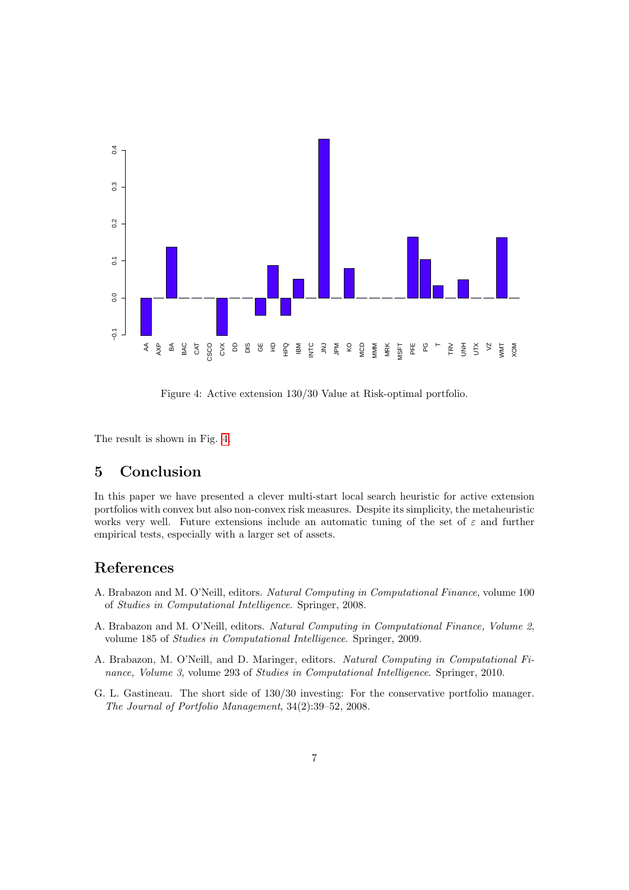Figure 4: Active extension 130/30 Value at Risk-optimal portfolio.

The result is shown in Fig. 4.

## 5 Conclusion

In this paper we have presented a clever multi-start local search heuristic for active extension portfolios with convex but also non-convex risk measures. Despite its simplicity, the metaheuristic works very well. Future extensions include an automatic tuning of the set of $\varepsilon$ and further empirical tests, especially with a larger set of assets.

## References

A. Brabazon and M. O'Neill, editors. *Natural Computing in Computational Finance*, volume 100 of *Studies in Computational Intelligence*. Springer, 2008.

A. Brabazon and M. O'Neill, editors. *Natural Computing in Computational Finance, Volume 2*, volume 185 of *Studies in Computational Intelligence*. Springer, 2009.

A. Brabazon, M. O'Neill, and D. Maringer, editors. *Natural Computing in Computational Finance, Volume 3*, volume 293 of *Studies in Computational Intelligence*. Springer, 2010.

G. L. Gastineau. The short side of 130/30 investing: For the conservative portfolio manager. *The Journal of Portfolio Management*, 34(2):39–52, 2008.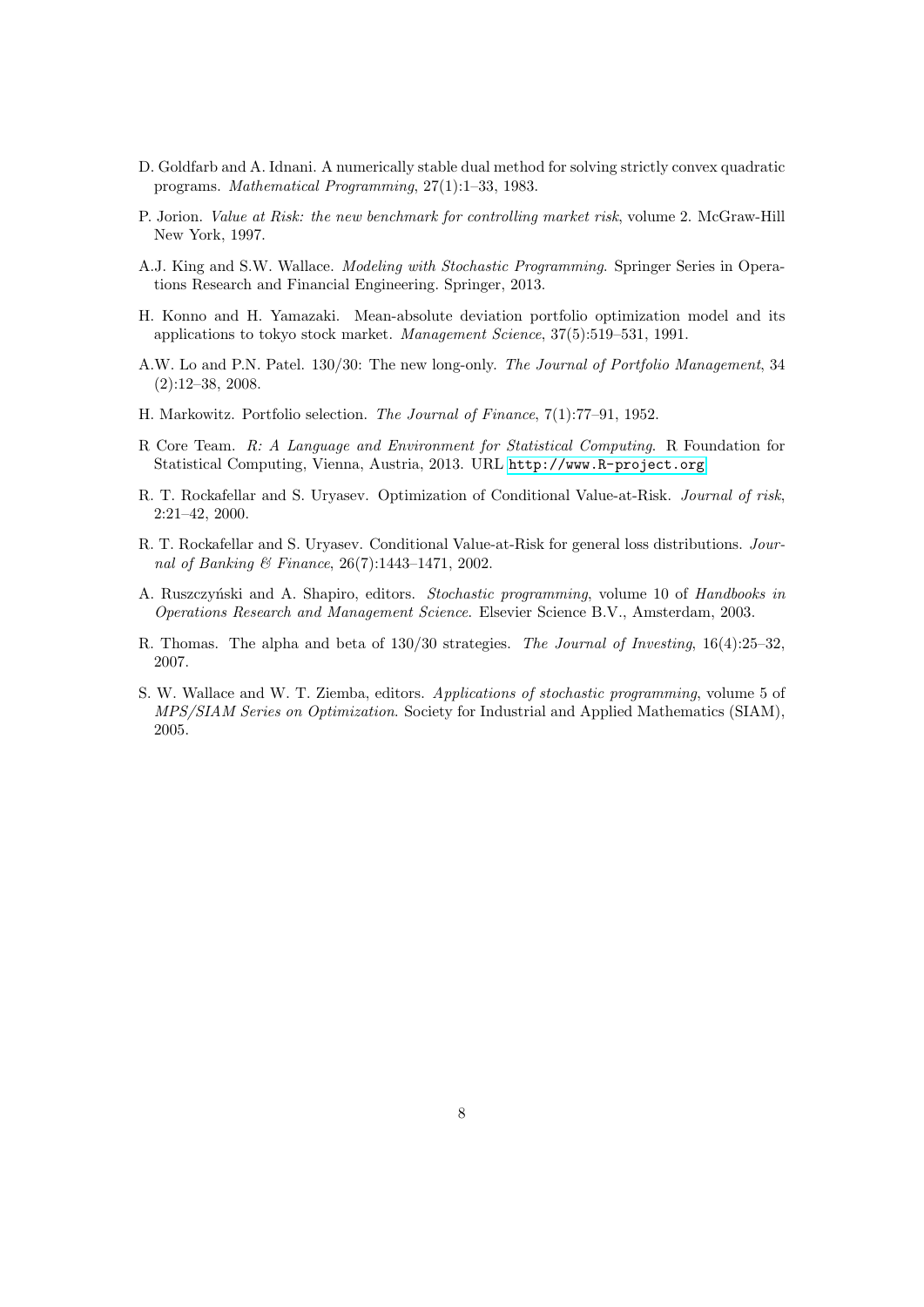D. Goldfarb and A. Idnani. A numerically stable dual method for solving strictly convex quadratic programs. *Mathematical Programming*, 27(1):1–33, 1983.

P. Jorion. *Value at Risk: the new benchmark for controlling market risk*, volume 2. McGraw-Hill New York, 1997.

A.J. King and S.W. Wallace. *Modeling with Stochastic Programming*. Springer Series in Operations Research and Financial Engineering. Springer, 2013.

H. Konno and H. Yamazaki. Mean-absolute deviation portfolio optimization model and its applications to tokyo stock market. *Management Science*, 37(5):519–531, 1991.

A.W. Lo and P.N. Patel. 130/30: The new long-only. *The Journal of Portfolio Management*, 34 (2):12–38, 2008.

H. Markowitz. Portfolio selection. *The Journal of Finance*, 7(1):77–91, 1952.

R Core Team. *R: A Language and Environment for Statistical Computing*. R Foundation for Statistical Computing, Vienna, Austria, 2013. URL http://www.R-project.org.

R. T. Rockafellar and S. Uryasev. Optimization of Conditional Value-at-Risk. *Journal of risk*, 2:21–42, 2000.

R. T. Rockafellar and S. Uryasev. Conditional Value-at-Risk for general loss distributions. *Journal of Banking & Finance*, 26(7):1443–1471, 2002.

A. Ruszczyński and A. Shapiro, editors. *Stochastic programming*, volume 10 of *Handbooks in Operations Research and Management Science*. Elsevier Science B.V., Amsterdam, 2003.

R. Thomas. The alpha and beta of 130/30 strategies. *The Journal of Investing*, 16(4):25–32, 2007.

S. W. Wallace and W. T. Ziemba, editors. *Applications of stochastic programming*, volume 5 of *MPS/SIAM Series on Optimization*. Society for Industrial and Applied Mathematics (SIAM), 2005.